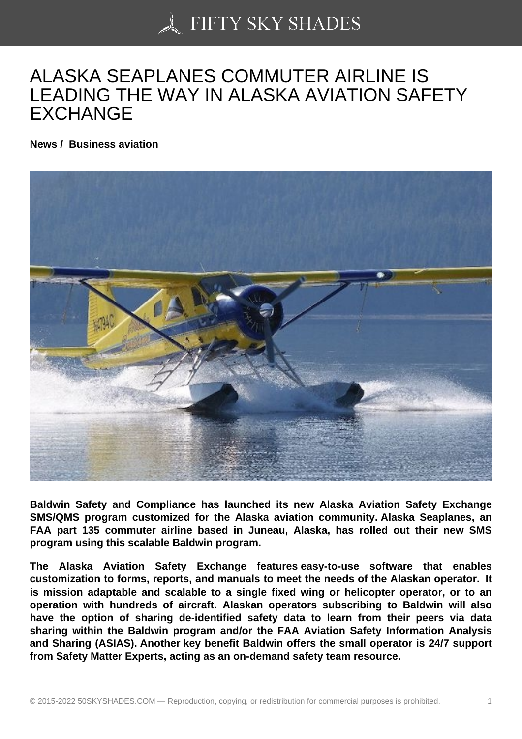# ALASKA SEAPLANES COMMUTER AIRLINE IS LEADING THE WAY IN ALASKA AVIATION SAFETY EXCHANGE

**News / Business aviation**

**Baldwin Safety and Compliance has launched its new Alaska Aviation Safety Exchange SMS/QMS program customized for the Alaska aviation community. Alaska Seaplanes, an FAA part 135 commuter airline based in Juneau, Alaska, has rolled out their new SMS program using this scalable Baldwin program.**

**The Alaska Aviation Safety Exchange features easy-to-use software that enables customization to forms, reports, and manuals to meet the needs of the Alaskan operator. It is mission adaptable and scalable to a single fixed wing or helicopter operator, or to an operation with hundreds of aircraft. Alaskan operators subscribing to Baldwin will also have the option of sharing de-identified safety data to learn from their peers via data sharing within the Baldwin program and/or the FAA Aviation Safety Information Analysis and Sharing (ASIAS). Another key benefit Baldwin offers the small operator is 24/7 support from Safety Matter Experts, acting as an on-demand safety team resource.**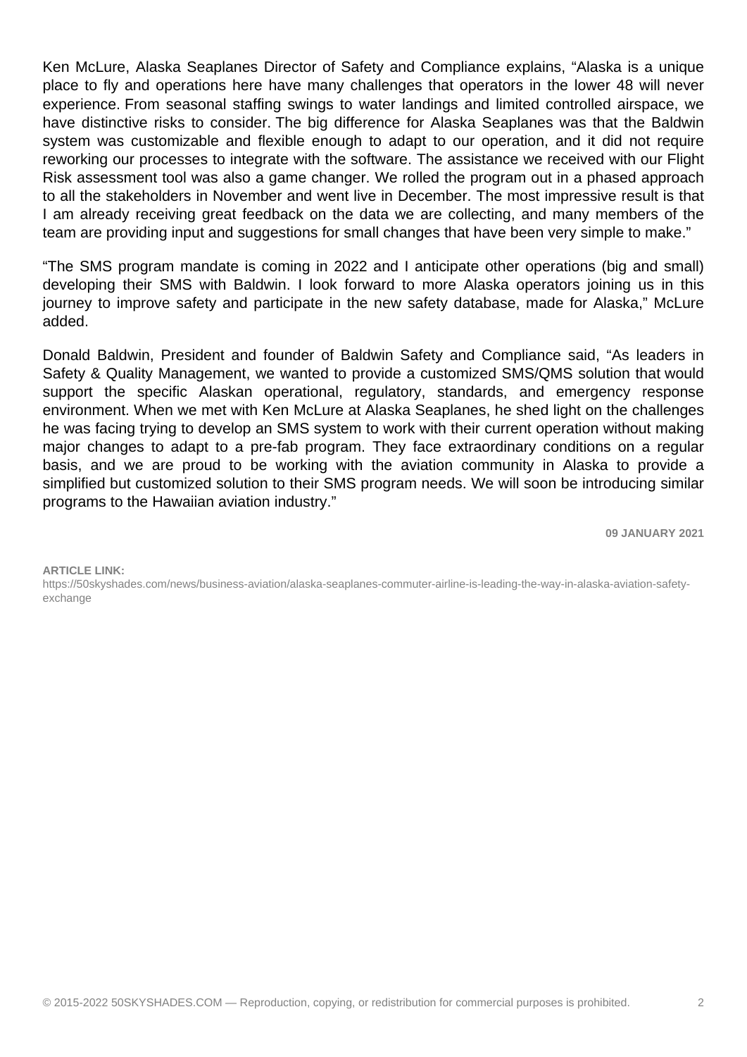Ken McLure, Alaska Seaplanes Director of Safety and Compliance explains, “Alaska is a unique place to fly and operations here have many challenges that operators in the lower 48 will never experience. From seasonal staffing swings to water landings and limited controlled airspace, we have distinctive risks to consider. The big difference for Alaska Seaplanes was that the Baldwin system was customizable and flexible enough to adapt to our operation, and it did not require reworking our processes to integrate with the software. The assistance we received with our Flight Risk assessment tool was also a game changer. We rolled the program out in a phased approach to all the stakeholders in November and went live in December. The most impressive result is that I am already receiving great feedback on the data we are collecting, and many members of the team are providing input and suggestions for small changes that have been very simple to make.”

“The SMS program mandate is coming in 2022 and I anticipate other operations (big and small) developing their SMS with Baldwin. I look forward to more Alaska operators joining us in this journey to improve safety and participate in the new safety database, made for Alaska,” McLure added.

Donald Baldwin, President and founder of Baldwin Safety and Compliance said, “As leaders in Safety & Quality Management, we wanted to provide a customized SMS/QMS solution that would support the specific Alaskan operational, regulatory, standards, and emergency response environment. When we met with Ken McLure at Alaska Seaplanes, he shed light on the challenges he was facing trying to develop an SMS system to work with their current operation without making major changes to adapt to a pre-fab program. They face extraordinary conditions on a regular basis, and we are proud to be working with the aviation community in Alaska to provide a simplified but customized solution to their SMS program needs. We will soon be introducing similar programs to the Hawaiian aviation industry.”

**09 JANUARY 2021**

**ARTICLE LINK:**
https://50skyshades.com/news/business-aviation/alaska-seaplanes-commuter-airline-is-leading-the-way-in-alaska-aviation-safety-exchange